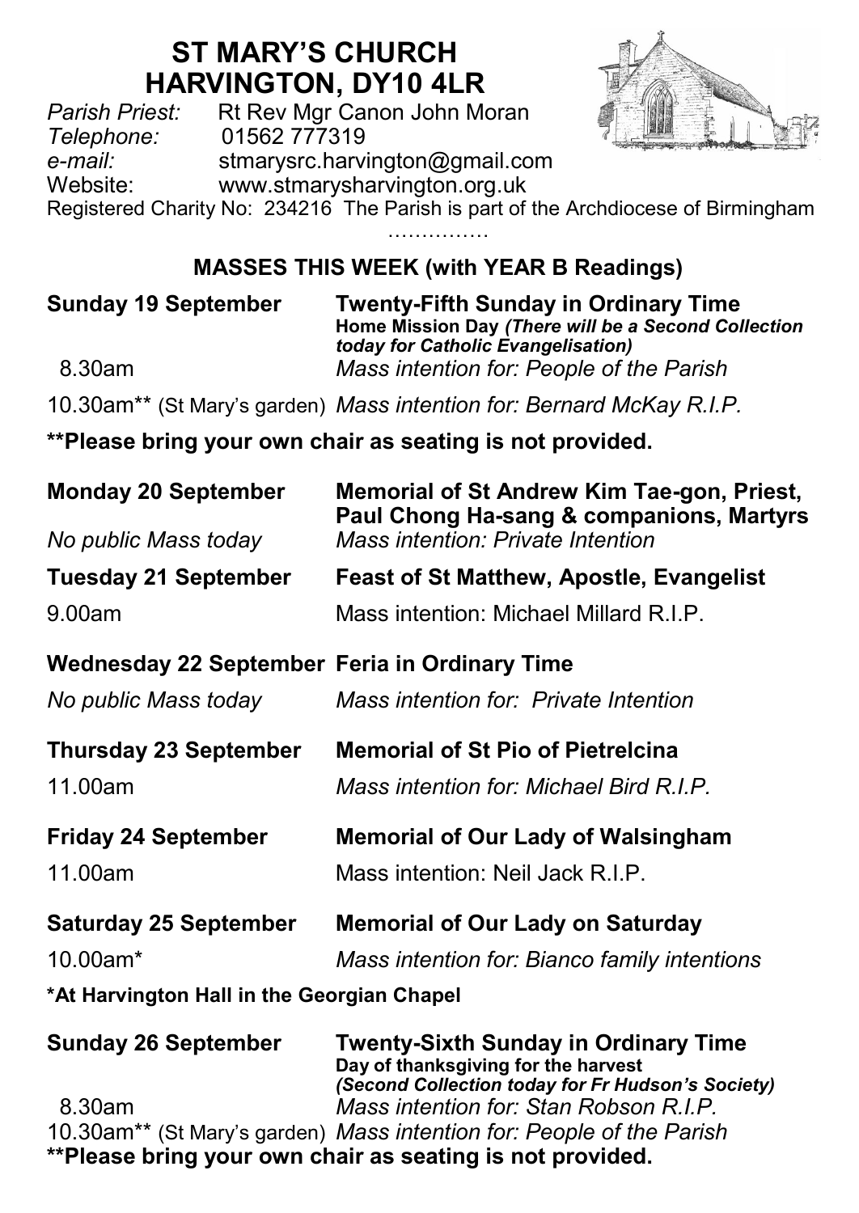# ST MARY'S CHURCH
# HARVINGTON, DY10 4LR

*Parish Priest:* Rt Rev Mgr Canon John Moran
*Telephone:* 01562 777319
*e-mail:* stmarysrc.harvington@gmail.com
Website: www.stmarysharvington.org.uk
Registered Charity No: 234216 The Parish is part of the Archdiocese of Birmingham

……………

## MASSES THIS WEEK (with YEAR B Readings)

**Sunday 19 September** — **Twenty-Fifth Sunday in Ordinary Time**
**Home Mission Day *(There will be a Second Collection today for Catholic Evangelisation)***

8.30am — *Mass intention for: People of the Parish*

10.30am** (St Mary's garden) — *Mass intention for: Bernard McKay R.I.P.*

**\*\*Please bring your own chair as seating is not provided.**

**Monday 20 September** — **Memorial of St Andrew Kim Tae-gon, Priest, Paul Chong Ha-sang & companions, Martyrs**

*No public Mass today* — *Mass intention: Private Intention*

**Tuesday 21 September** — **Feast of St Matthew, Apostle, Evangelist**

9.00am — Mass intention: Michael Millard R.I.P.

**Wednesday 22 September** — **Feria in Ordinary Time**

*No public Mass today* — *Mass intention for: Private Intention*

**Thursday 23 September** — **Memorial of St Pio of Pietrelcina**

11.00am — *Mass intention for: Michael Bird R.I.P.*

**Friday 24 September** — **Memorial of Our Lady of Walsingham**

11.00am — Mass intention: Neil Jack R.I.P.

**Saturday 25 September** — **Memorial of Our Lady on Saturday**

10.00am* — *Mass intention for: Bianco family intentions*

**\*At Harvington Hall in the Georgian Chapel**

**Sunday 26 September** — **Twenty-Sixth Sunday in Ordinary Time**
**Day of thanksgiving for the harvest**
***(Second Collection today for Fr Hudson's Society)***

8.30am — *Mass intention for: Stan Robson R.I.P.*

10.30am** (St Mary's garden) — *Mass intention for: People of the Parish*

**\*\*Please bring your own chair as seating is not provided.**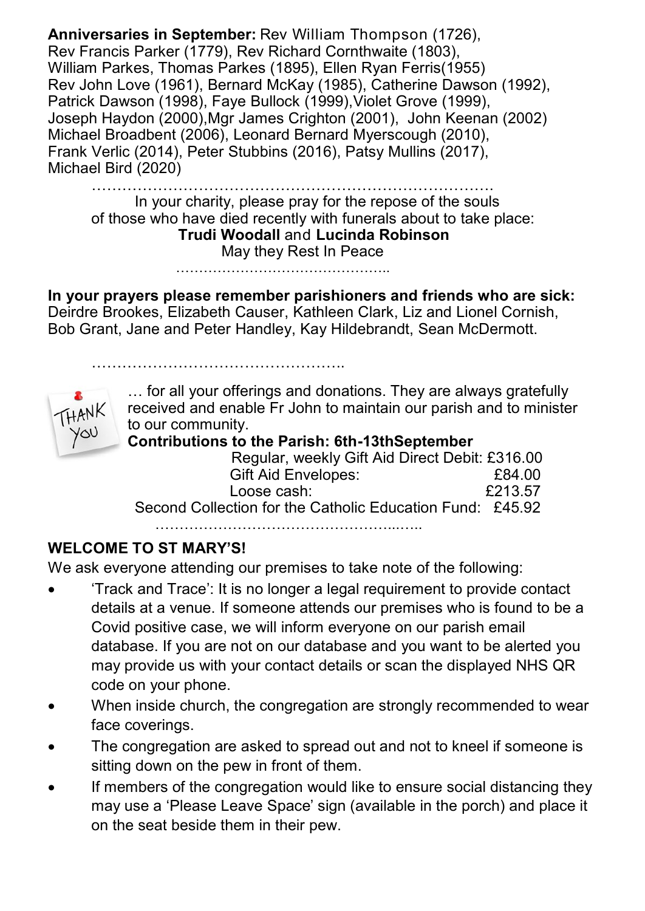**Anniversaries in September:** Rev William Thompson (1726), Rev Francis Parker (1779), Rev Richard Cornthwaite (1803), William Parkes, Thomas Parkes (1895), Ellen Ryan Ferris(1955) Rev John Love (1961), Bernard McKay (1985), Catherine Dawson (1992), Patrick Dawson (1998), Faye Bullock (1999),Violet Grove (1999), Joseph Haydon (2000),Mgr James Crighton (2001), John Keenan (2002) Michael Broadbent (2006), Leonard Bernard Myerscough (2010), Frank Verlic (2014), Peter Stubbins (2016), Patsy Mullins (2017), Michael Bird (2020)

…………………………………………………………………….

In your charity, please pray for the repose of the souls of those who have died recently with funerals about to take place:

**Trudi Woodall** and **Lucinda Robinson**

May they Rest In Peace

………………………………………..

**In your prayers please remember parishioners and friends who are sick:** Deirdre Brookes, Elizabeth Causer, Kathleen Clark, Liz and Lionel Cornish, Bob Grant, Jane and Peter Handley, Kay Hildebrandt, Sean McDermott.

…………………………………………..

THANK YOU … for all your offerings and donations. They are always gratefully received and enable Fr John to maintain our parish and to minister to our community.

**Contributions to the Parish: 6th-13thSeptember**

| | |
|---|---|
| Regular, weekly Gift Aid Direct Debit: | £316.00 |
| Gift Aid Envelopes: | £84.00 |
| Loose cash: | £213.57 |
| Second Collection for the Catholic Education Fund: | £45.92 |

……………………………………………...…..

**WELCOME TO ST MARY'S!**

We ask everyone attending our premises to take note of the following:

- 'Track and Trace': It is no longer a legal requirement to provide contact details at a venue. If someone attends our premises who is found to be a Covid positive case, we will inform everyone on our parish email database. If you are not on our database and you want to be alerted you may provide us with your contact details or scan the displayed NHS QR code on your phone.
- When inside church, the congregation are strongly recommended to wear face coverings.
- The congregation are asked to spread out and not to kneel if someone is sitting down on the pew in front of them.
- If members of the congregation would like to ensure social distancing they may use a 'Please Leave Space' sign (available in the porch) and place it on the seat beside them in their pew.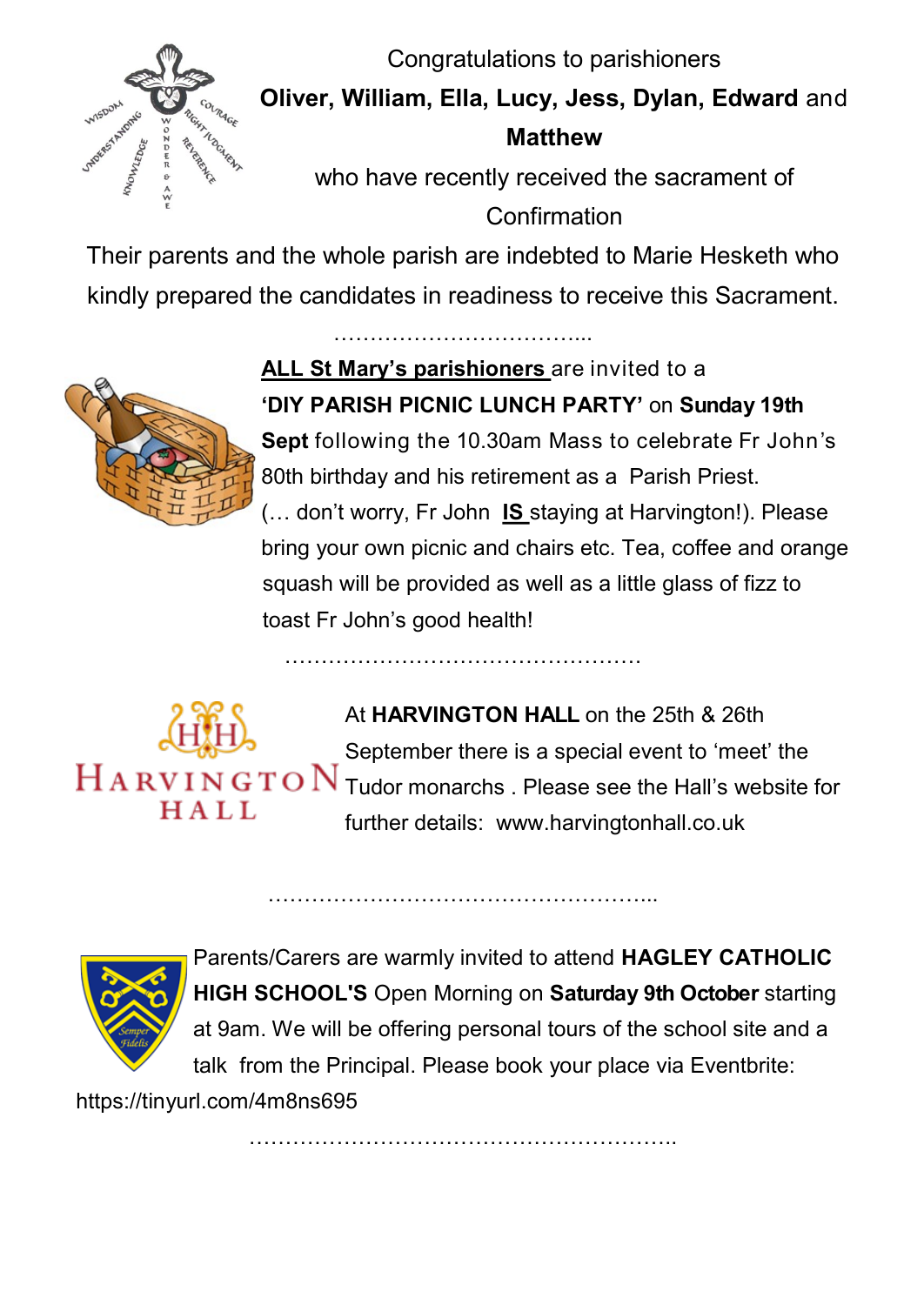Congratulations to parishioners **Oliver, William, Ella, Lucy, Jess, Dylan, Edward** and **Matthew** who have recently received the sacrament of Confirmation

Their parents and the whole parish are indebted to Marie Hesketh who kindly prepared the candidates in readiness to receive this Sacrament.

…………………………….

**ALL St Mary's parishioners** are invited to a **'DIY PARISH PICNIC LUNCH PARTY'** on **Sunday 19th Sept** following the 10.30am Mass to celebrate Fr John's 80th birthday and his retirement as a Parish Priest. (… don't worry, Fr John **IS** staying at Harvington!). Please bring your own picnic and chairs etc. Tea, coffee and orange squash will be provided as well as a little glass of fizz to toast Fr John's good health!

…………………………………………

At **HARVINGTON HALL** on the 25th & 26th September there is a special event to 'meet' the Tudor monarchs . Please see the Hall's website for further details: www.harvingtonhall.co.uk

……………………………………………

Parents/Carers are warmly invited to attend **HAGLEY CATHOLIC HIGH SCHOOL'S** Open Morning on **Saturday 9th October** starting at 9am. We will be offering personal tours of the school site and a talk from the Principal. Please book your place via Eventbrite: https://tinyurl.com/4m8ns695

………………………………………………….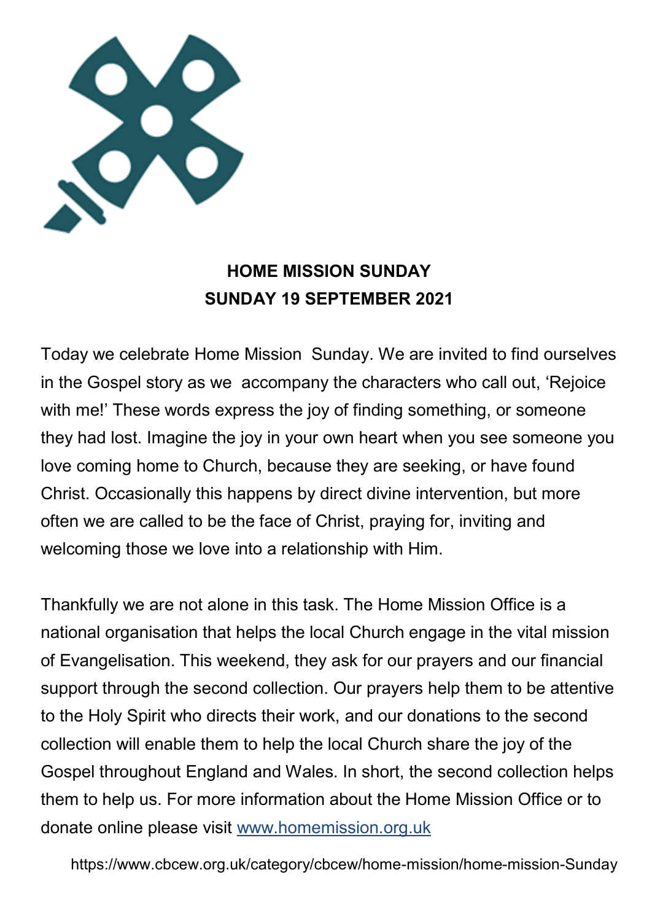**HOME MISSION SUNDAY**
**SUNDAY 19 SEPTEMBER 2021**

Today we celebrate Home Mission Sunday. We are invited to find ourselves in the Gospel story as we accompany the characters who call out, 'Rejoice with me!' These words express the joy of finding something, or someone they had lost. Imagine the joy in your own heart when you see someone you love coming home to Church, because they are seeking, or have found Christ. Occasionally this happens by direct divine intervention, but more often we are called to be the face of Christ, praying for, inviting and welcoming those we love into a relationship with Him.

Thankfully we are not alone in this task. The Home Mission Office is a national organisation that helps the local Church engage in the vital mission of Evangelisation. This weekend, they ask for our prayers and our financial support through the second collection. Our prayers help them to be attentive to the Holy Spirit who directs their work, and our donations to the second collection will enable them to help the local Church share the joy of the Gospel throughout England and Wales. In short, the second collection helps them to help us. For more information about the Home Mission Office or to donate online please visit [www.homemission.org.uk](http://www.homemission.org.uk)

https://www.cbcew.org.uk/category/cbcew/home-mission/home-mission-Sunday